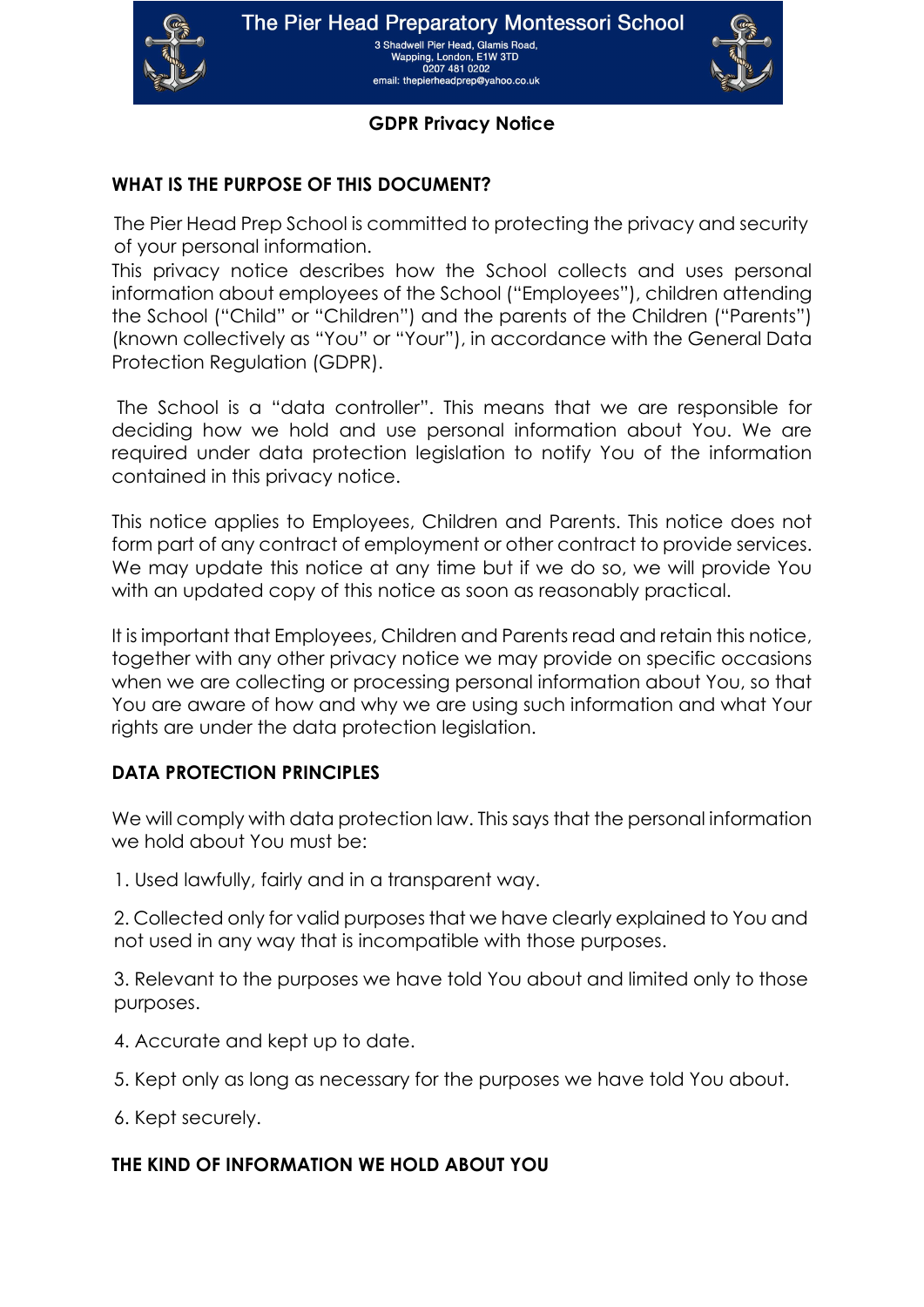# The Pier Head Preparatory Montessori School

3 Shadwell Pier Head, Glamis Road,
Wapping, London, E1W 3TD
0207 481 0202
email: thepierheadprep@yahoo.co.uk

## GDPR Privacy Notice

### WHAT IS THE PURPOSE OF THIS DOCUMENT?

The Pier Head Prep School is committed to protecting the privacy and security of your personal information.

This privacy notice describes how the School collects and uses personal information about employees of the School ("Employees"), children attending the School ("Child" or "Children") and the parents of the Children ("Parents") (known collectively as "You" or "Your"), in accordance with the General Data Protection Regulation (GDPR).

The School is a "data controller". This means that we are responsible for deciding how we hold and use personal information about You. We are required under data protection legislation to notify You of the information contained in this privacy notice.

This notice applies to Employees, Children and Parents. This notice does not form part of any contract of employment or other contract to provide services. We may update this notice at any time but if we do so, we will provide You with an updated copy of this notice as soon as reasonably practical.

It is important that Employees, Children and Parents read and retain this notice, together with any other privacy notice we may provide on specific occasions when we are collecting or processing personal information about You, so that You are aware of how and why we are using such information and what Your rights are under the data protection legislation.

### DATA PROTECTION PRINCIPLES

We will comply with data protection law. This says that the personal information we hold about You must be:

1. Used lawfully, fairly and in a transparent way.
2. Collected only for valid purposes that we have clearly explained to You and not used in any way that is incompatible with those purposes.
3. Relevant to the purposes we have told You about and limited only to those purposes.
4. Accurate and kept up to date.
5. Kept only as long as necessary for the purposes we have told You about.
6. Kept securely.

### THE KIND OF INFORMATION WE HOLD ABOUT YOU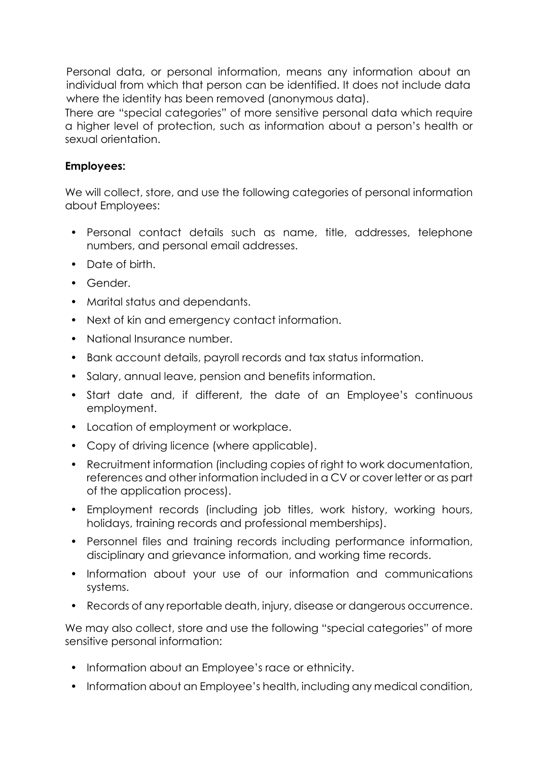Personal data, or personal information, means any information about an individual from which that person can be identified. It does not include data where the identity has been removed (anonymous data).

There are "special categories" of more sensitive personal data which require a higher level of protection, such as information about a person's health or sexual orientation.

**Employees:**

We will collect, store, and use the following categories of personal information about Employees:

- Personal contact details such as name, title, addresses, telephone numbers, and personal email addresses.
- Date of birth.
- Gender.
- Marital status and dependants.
- Next of kin and emergency contact information.
- National Insurance number.
- Bank account details, payroll records and tax status information.
- Salary, annual leave, pension and benefits information.
- Start date and, if different, the date of an Employee's continuous employment.
- Location of employment or workplace.
- Copy of driving licence (where applicable).
- Recruitment information (including copies of right to work documentation, references and other information included in a CV or cover letter or as part of the application process).
- Employment records (including job titles, work history, working hours, holidays, training records and professional memberships).
- Personnel files and training records including performance information, disciplinary and grievance information, and working time records.
- Information about your use of our information and communications systems.
- Records of any reportable death, injury, disease or dangerous occurrence.

We may also collect, store and use the following "special categories" of more sensitive personal information:

- Information about an Employee's race or ethnicity.
- Information about an Employee's health, including any medical condition,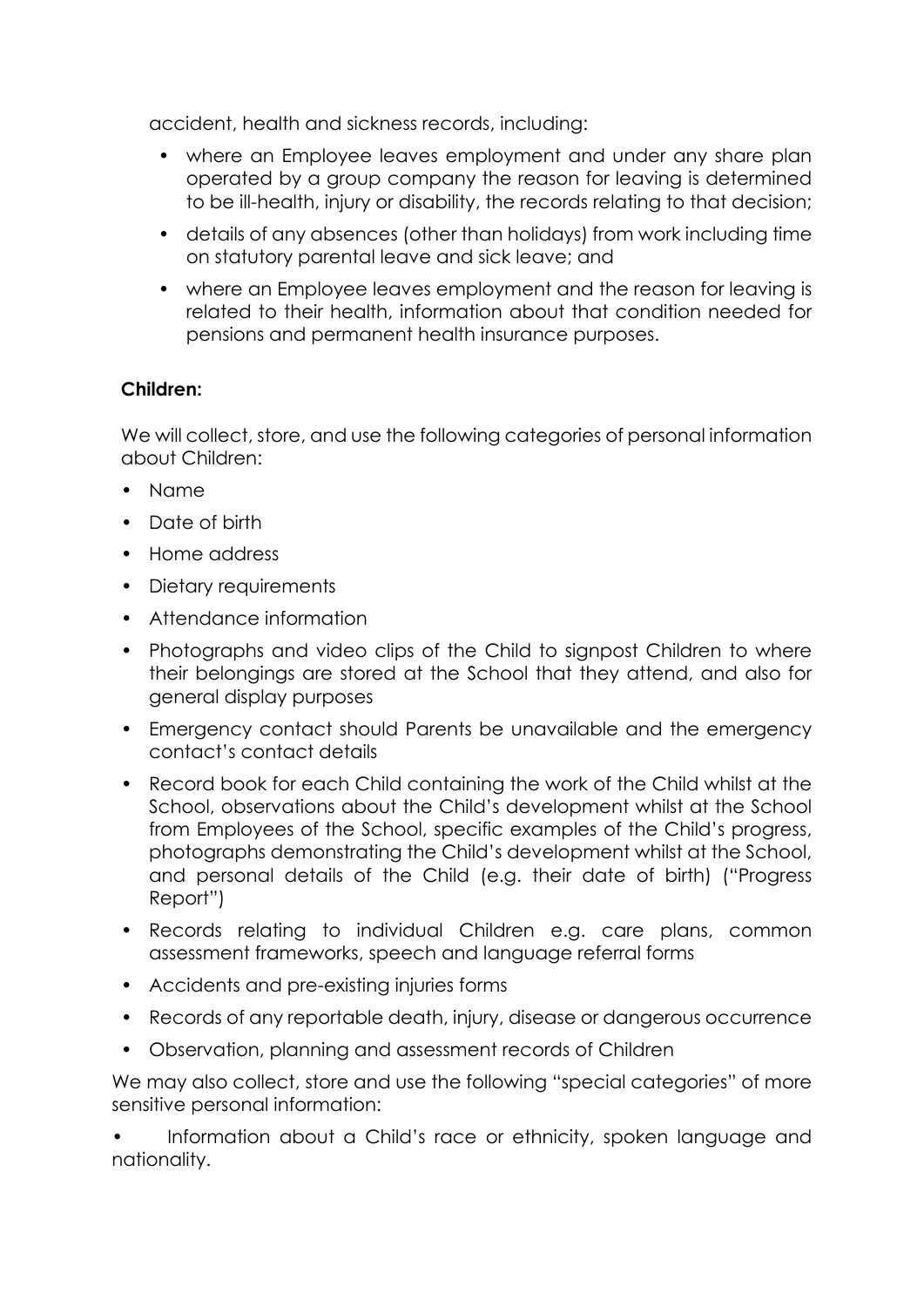accident, health and sickness records, including:

- where an Employee leaves employment and under any share plan operated by a group company the reason for leaving is determined to be ill-health, injury or disability, the records relating to that decision;
- details of any absences (other than holidays) from work including time on statutory parental leave and sick leave; and
- where an Employee leaves employment and the reason for leaving is related to their health, information about that condition needed for pensions and permanent health insurance purposes.

**Children:**

We will collect, store, and use the following categories of personal information about Children:

- Name
- Date of birth
- Home address
- Dietary requirements
- Attendance information
- Photographs and video clips of the Child to signpost Children to where their belongings are stored at the School that they attend, and also for general display purposes
- Emergency contact should Parents be unavailable and the emergency contact's contact details
- Record book for each Child containing the work of the Child whilst at the School, observations about the Child's development whilst at the School from Employees of the School, specific examples of the Child's progress, photographs demonstrating the Child's development whilst at the School, and personal details of the Child (e.g. their date of birth) ("Progress Report")
- Records relating to individual Children e.g. care plans, common assessment frameworks, speech and language referral forms
- Accidents and pre-existing injuries forms
- Records of any reportable death, injury, disease or dangerous occurrence
- Observation, planning and assessment records of Children

We may also collect, store and use the following "special categories" of more sensitive personal information:

- Information about a Child's race or ethnicity, spoken language and nationality.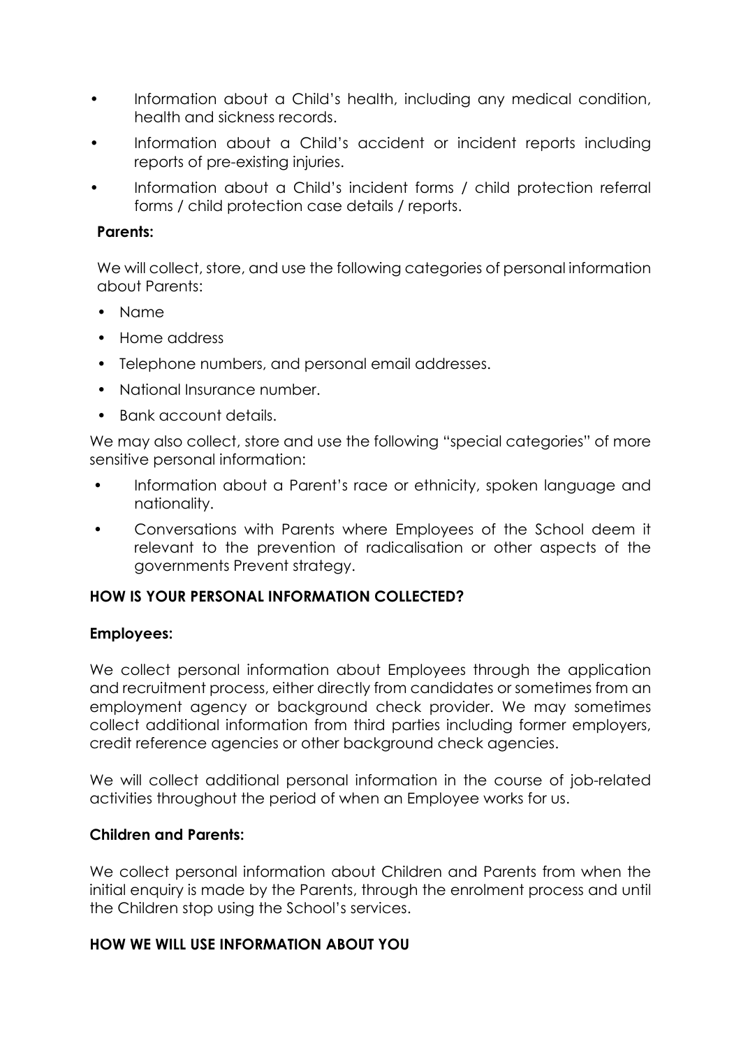- Information about a Child's health, including any medical condition, health and sickness records.
- Information about a Child's accident or incident reports including reports of pre-existing injuries.
- Information about a Child's incident forms / child protection referral forms / child protection case details / reports.

**Parents:**

We will collect, store, and use the following categories of personal information about Parents:

- Name
- Home address
- Telephone numbers, and personal email addresses.
- National Insurance number.
- Bank account details.

We may also collect, store and use the following "special categories" of more sensitive personal information:

- Information about a Parent's race or ethnicity, spoken language and nationality.
- Conversations with Parents where Employees of the School deem it relevant to the prevention of radicalisation or other aspects of the governments Prevent strategy.

**HOW IS YOUR PERSONAL INFORMATION COLLECTED?**

**Employees:**

We collect personal information about Employees through the application and recruitment process, either directly from candidates or sometimes from an employment agency or background check provider. We may sometimes collect additional information from third parties including former employers, credit reference agencies or other background check agencies.

We will collect additional personal information in the course of job-related activities throughout the period of when an Employee works for us.

**Children and Parents:**

We collect personal information about Children and Parents from when the initial enquiry is made by the Parents, through the enrolment process and until the Children stop using the School's services.

**HOW WE WILL USE INFORMATION ABOUT YOU**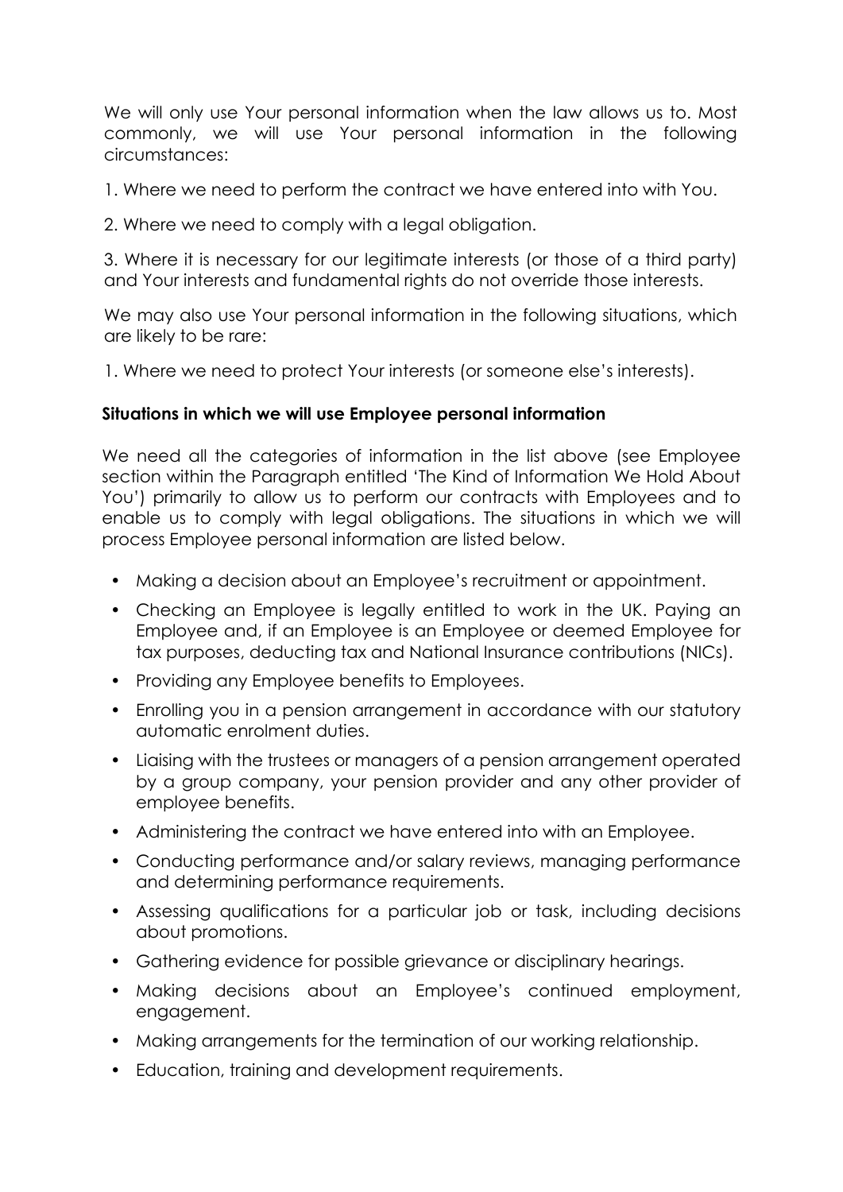We will only use Your personal information when the law allows us to. Most commonly, we will use Your personal information in the following circumstances:

1. Where we need to perform the contract we have entered into with You.

2. Where we need to comply with a legal obligation.

3. Where it is necessary for our legitimate interests (or those of a third party) and Your interests and fundamental rights do not override those interests.

We may also use Your personal information in the following situations, which are likely to be rare:

1. Where we need to protect Your interests (or someone else's interests).

**Situations in which we will use Employee personal information**

We need all the categories of information in the list above (see Employee section within the Paragraph entitled 'The Kind of Information We Hold About You') primarily to allow us to perform our contracts with Employees and to enable us to comply with legal obligations. The situations in which we will process Employee personal information are listed below.

- Making a decision about an Employee's recruitment or appointment.
- Checking an Employee is legally entitled to work in the UK. Paying an Employee and, if an Employee is an Employee or deemed Employee for tax purposes, deducting tax and National Insurance contributions (NICs).
- Providing any Employee benefits to Employees.
- Enrolling you in a pension arrangement in accordance with our statutory automatic enrolment duties.
- Liaising with the trustees or managers of a pension arrangement operated by a group company, your pension provider and any other provider of employee benefits.
- Administering the contract we have entered into with an Employee.
- Conducting performance and/or salary reviews, managing performance and determining performance requirements.
- Assessing qualifications for a particular job or task, including decisions about promotions.
- Gathering evidence for possible grievance or disciplinary hearings.
- Making decisions about an Employee's continued employment, engagement.
- Making arrangements for the termination of our working relationship.
- Education, training and development requirements.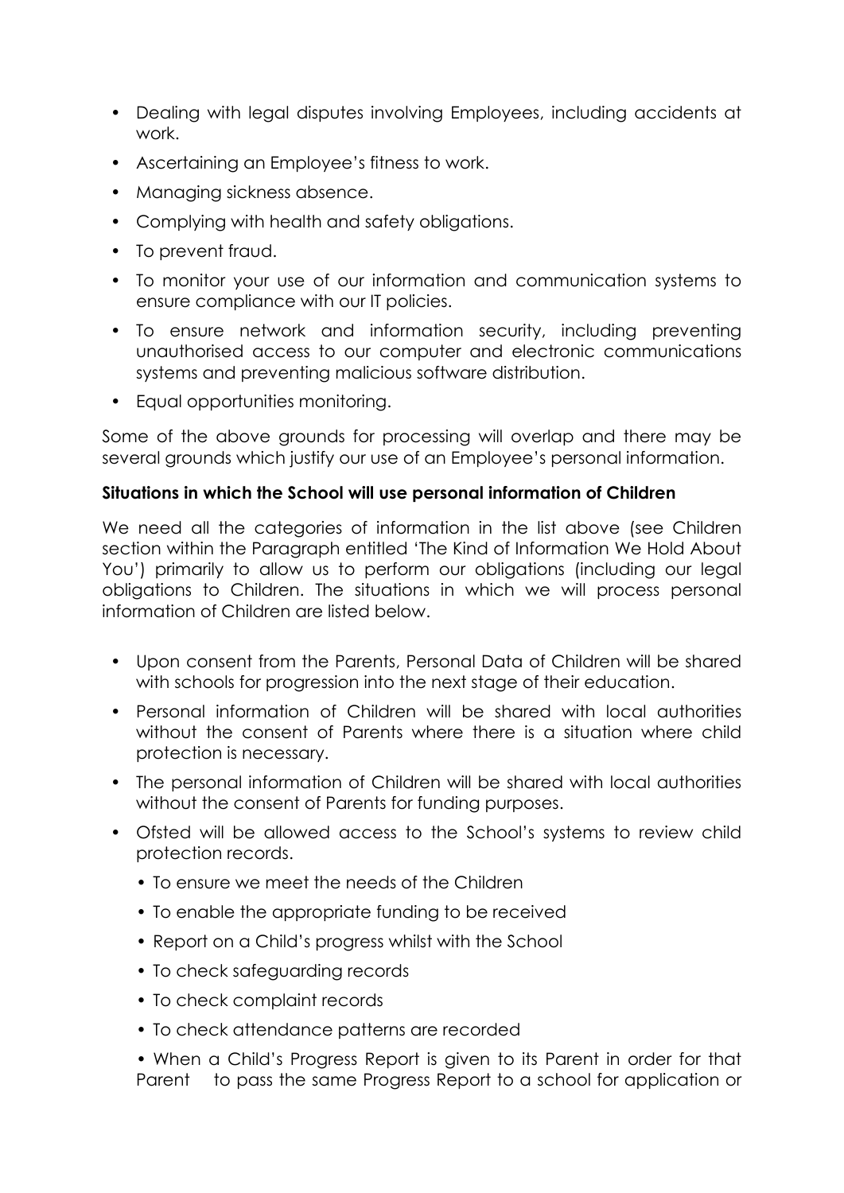- Dealing with legal disputes involving Employees, including accidents at work.
- Ascertaining an Employee's fitness to work.
- Managing sickness absence.
- Complying with health and safety obligations.
- To prevent fraud.
- To monitor your use of our information and communication systems to ensure compliance with our IT policies.
- To ensure network and information security, including preventing unauthorised access to our computer and electronic communications systems and preventing malicious software distribution.
- Equal opportunities monitoring.

Some of the above grounds for processing will overlap and there may be several grounds which justify our use of an Employee's personal information.

**Situations in which the School will use personal information of Children**

We need all the categories of information in the list above (see Children section within the Paragraph entitled 'The Kind of Information We Hold About You') primarily to allow us to perform our obligations (including our legal obligations to Children. The situations in which we will process personal information of Children are listed below.

- Upon consent from the Parents, Personal Data of Children will be shared with schools for progression into the next stage of their education.
- Personal information of Children will be shared with local authorities without the consent of Parents where there is a situation where child protection is necessary.
- The personal information of Children will be shared with local authorities without the consent of Parents for funding purposes.
- Ofsted will be allowed access to the School's systems to review child protection records.
  - To ensure we meet the needs of the Children
  - To enable the appropriate funding to be received
  - Report on a Child's progress whilst with the School
  - To check safeguarding records
  - To check complaint records
  - To check attendance patterns are recorded
  - When a Child's Progress Report is given to its Parent in order for that Parent to pass the same Progress Report to a school for application or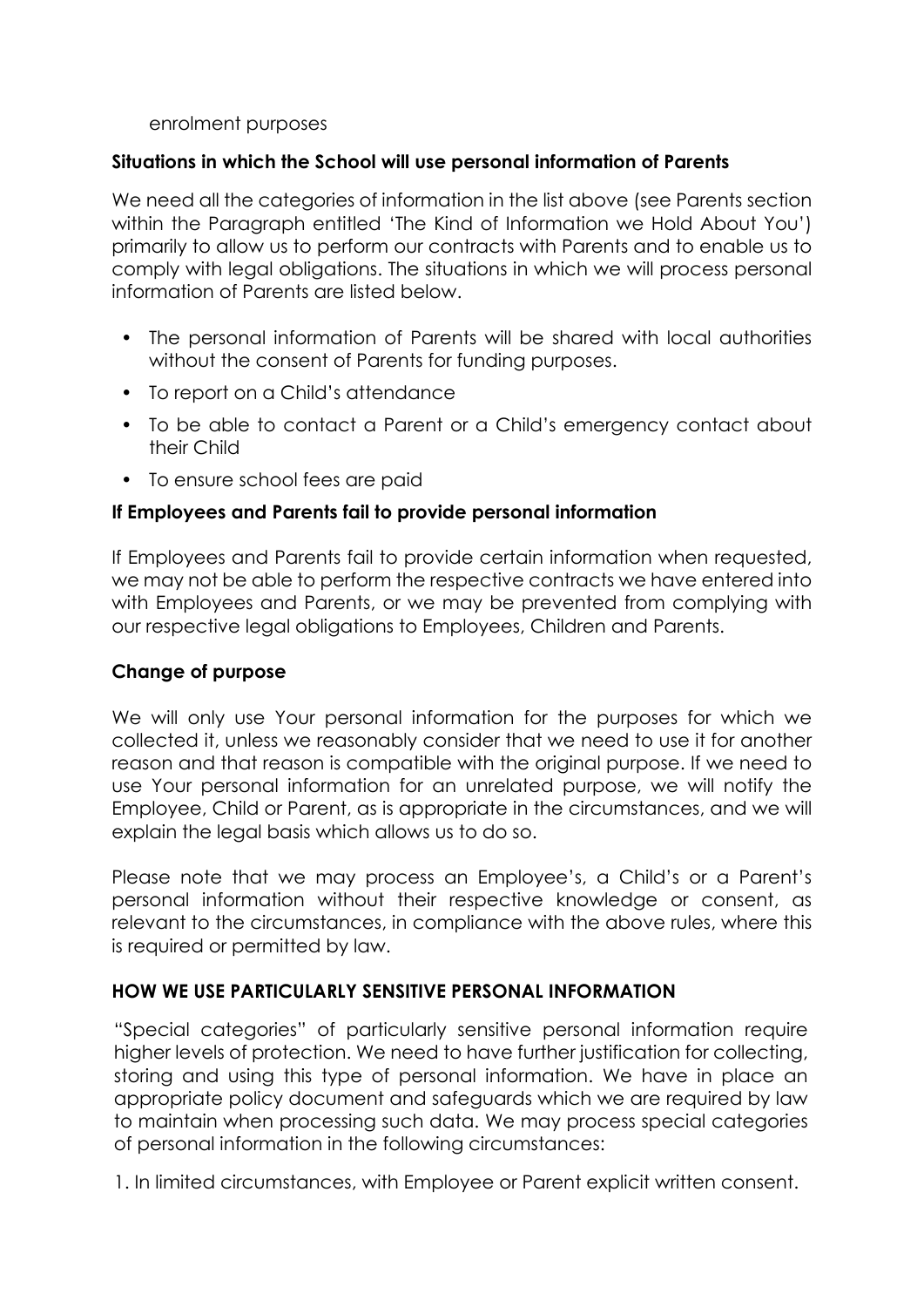enrolment purposes

**Situations in which the School will use personal information of Parents**

We need all the categories of information in the list above (see Parents section within the Paragraph entitled 'The Kind of Information we Hold About You') primarily to allow us to perform our contracts with Parents and to enable us to comply with legal obligations. The situations in which we will process personal information of Parents are listed below.

- The personal information of Parents will be shared with local authorities without the consent of Parents for funding purposes.
- To report on a Child's attendance
- To be able to contact a Parent or a Child's emergency contact about their Child
- To ensure school fees are paid

**If Employees and Parents fail to provide personal information**

If Employees and Parents fail to provide certain information when requested, we may not be able to perform the respective contracts we have entered into with Employees and Parents, or we may be prevented from complying with our respective legal obligations to Employees, Children and Parents.

**Change of purpose**

We will only use Your personal information for the purposes for which we collected it, unless we reasonably consider that we need to use it for another reason and that reason is compatible with the original purpose. If we need to use Your personal information for an unrelated purpose, we will notify the Employee, Child or Parent, as is appropriate in the circumstances, and we will explain the legal basis which allows us to do so.

Please note that we may process an Employee's, a Child's or a Parent's personal information without their respective knowledge or consent, as relevant to the circumstances, in compliance with the above rules, where this is required or permitted by law.

**HOW WE USE PARTICULARLY SENSITIVE PERSONAL INFORMATION**

"Special categories" of particularly sensitive personal information require higher levels of protection. We need to have further justification for collecting, storing and using this type of personal information. We have in place an appropriate policy document and safeguards which we are required by law to maintain when processing such data. We may process special categories of personal information in the following circumstances:

1. In limited circumstances, with Employee or Parent explicit written consent.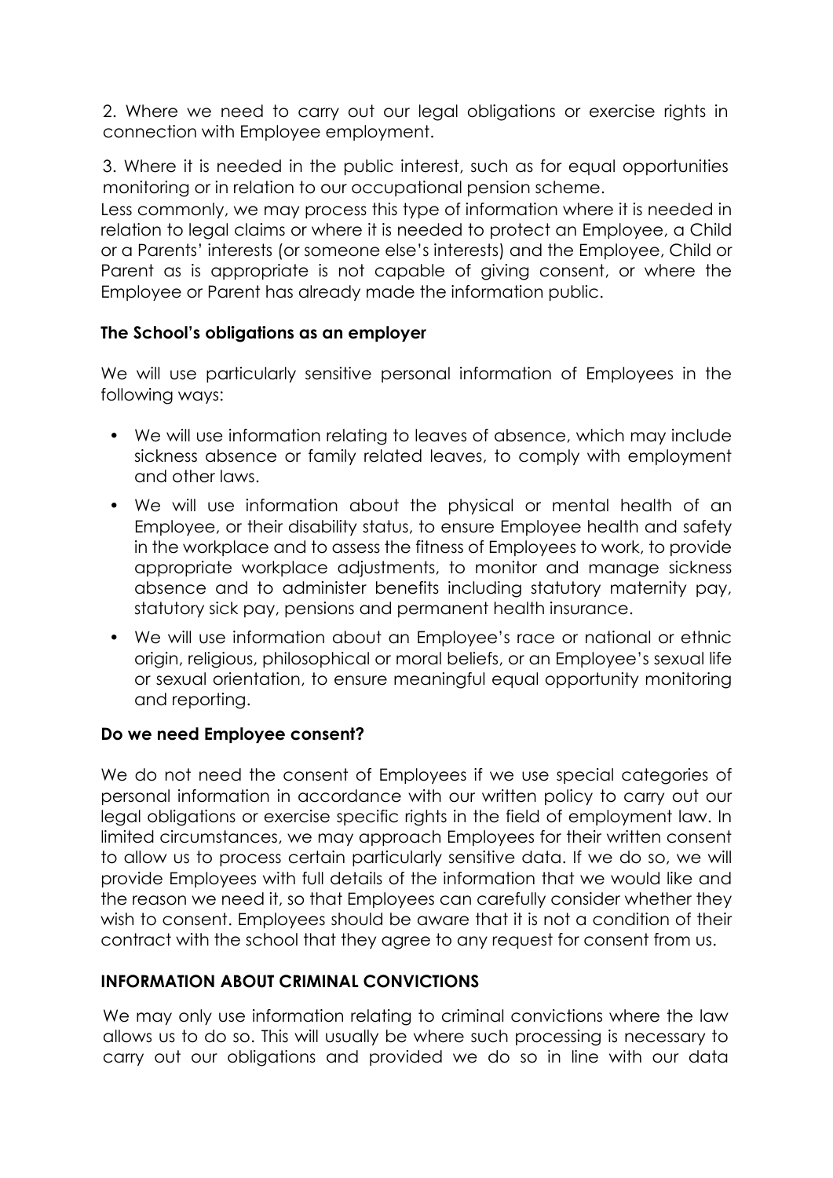2. Where we need to carry out our legal obligations or exercise rights in connection with Employee employment.

3. Where it is needed in the public interest, such as for equal opportunities monitoring or in relation to our occupational pension scheme.

Less commonly, we may process this type of information where it is needed in relation to legal claims or where it is needed to protect an Employee, a Child or a Parents' interests (or someone else's interests) and the Employee, Child or Parent as is appropriate is not capable of giving consent, or where the Employee or Parent has already made the information public.

**The School's obligations as an employer**

We will use particularly sensitive personal information of Employees in the following ways:

- We will use information relating to leaves of absence, which may include sickness absence or family related leaves, to comply with employment and other laws.
- We will use information about the physical or mental health of an Employee, or their disability status, to ensure Employee health and safety in the workplace and to assess the fitness of Employees to work, to provide appropriate workplace adjustments, to monitor and manage sickness absence and to administer benefits including statutory maternity pay, statutory sick pay, pensions and permanent health insurance.
- We will use information about an Employee's race or national or ethnic origin, religious, philosophical or moral beliefs, or an Employee's sexual life or sexual orientation, to ensure meaningful equal opportunity monitoring and reporting.

**Do we need Employee consent?**

We do not need the consent of Employees if we use special categories of personal information in accordance with our written policy to carry out our legal obligations or exercise specific rights in the field of employment law. In limited circumstances, we may approach Employees for their written consent to allow us to process certain particularly sensitive data. If we do so, we will provide Employees with full details of the information that we would like and the reason we need it, so that Employees can carefully consider whether they wish to consent. Employees should be aware that it is not a condition of their contract with the school that they agree to any request for consent from us.

**INFORMATION ABOUT CRIMINAL CONVICTIONS**

We may only use information relating to criminal convictions where the law allows us to do so. This will usually be where such processing is necessary to carry out our obligations and provided we do so in line with our data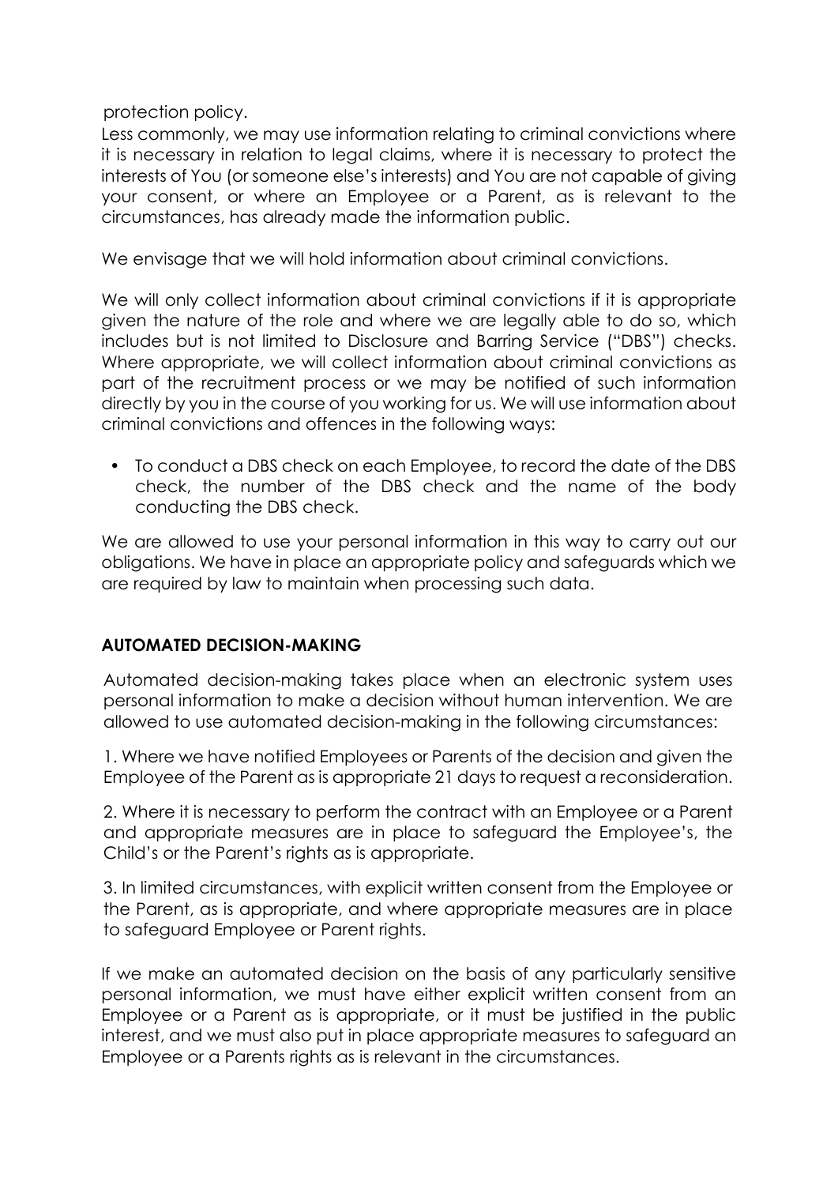protection policy.

Less commonly, we may use information relating to criminal convictions where it is necessary in relation to legal claims, where it is necessary to protect the interests of You (or someone else's interests) and You are not capable of giving your consent, or where an Employee or a Parent, as is relevant to the circumstances, has already made the information public.

We envisage that we will hold information about criminal convictions.

We will only collect information about criminal convictions if it is appropriate given the nature of the role and where we are legally able to do so, which includes but is not limited to Disclosure and Barring Service ("DBS") checks. Where appropriate, we will collect information about criminal convictions as part of the recruitment process or we may be notified of such information directly by you in the course of you working for us. We will use information about criminal convictions and offences in the following ways:

- To conduct a DBS check on each Employee, to record the date of the DBS check, the number of the DBS check and the name of the body conducting the DBS check.

We are allowed to use your personal information in this way to carry out our obligations. We have in place an appropriate policy and safeguards which we are required by law to maintain when processing such data.

**AUTOMATED DECISION-MAKING**

Automated decision-making takes place when an electronic system uses personal information to make a decision without human intervention. We are allowed to use automated decision-making in the following circumstances:

1. Where we have notified Employees or Parents of the decision and given the Employee of the Parent as is appropriate 21 days to request a reconsideration.

2. Where it is necessary to perform the contract with an Employee or a Parent and appropriate measures are in place to safeguard the Employee's, the Child's or the Parent's rights as is appropriate.

3. In limited circumstances, with explicit written consent from the Employee or the Parent, as is appropriate, and where appropriate measures are in place to safeguard Employee or Parent rights.

If we make an automated decision on the basis of any particularly sensitive personal information, we must have either explicit written consent from an Employee or a Parent as is appropriate, or it must be justified in the public interest, and we must also put in place appropriate measures to safeguard an Employee or a Parents rights as is relevant in the circumstances.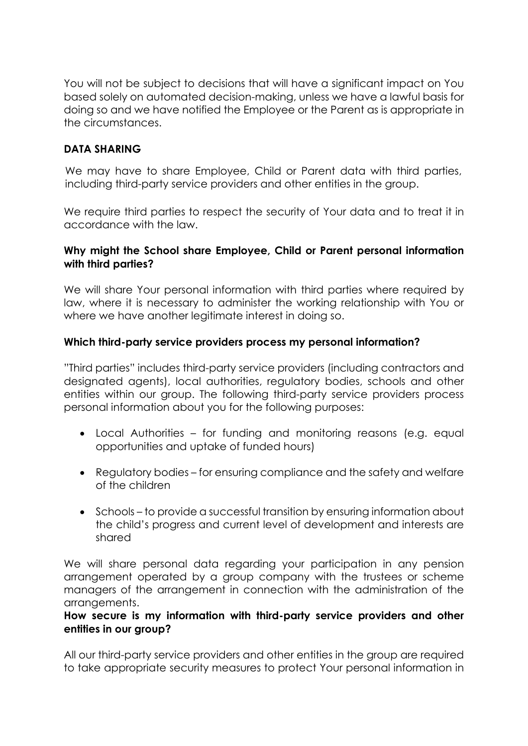You will not be subject to decisions that will have a significant impact on You based solely on automated decision-making, unless we have a lawful basis for doing so and we have notified the Employee or the Parent as is appropriate in the circumstances.

## DATA SHARING

We may have to share Employee, Child or Parent data with third parties, including third-party service providers and other entities in the group.

We require third parties to respect the security of Your data and to treat it in accordance with the law.

### Why might the School share Employee, Child or Parent personal information with third parties?

We will share Your personal information with third parties where required by law, where it is necessary to administer the working relationship with You or where we have another legitimate interest in doing so.

### Which third-party service providers process my personal information?

"Third parties" includes third-party service providers (including contractors and designated agents), local authorities, regulatory bodies, schools and other entities within our group. The following third-party service providers process personal information about you for the following purposes:

- Local Authorities – for funding and monitoring reasons (e.g. equal opportunities and uptake of funded hours)
- Regulatory bodies – for ensuring compliance and the safety and welfare of the children
- Schools – to provide a successful transition by ensuring information about the child's progress and current level of development and interests are shared

We will share personal data regarding your participation in any pension arrangement operated by a group company with the trustees or scheme managers of the arrangement in connection with the administration of the arrangements.

### How secure is my information with third-party service providers and other entities in our group?

All our third-party service providers and other entities in the group are required to take appropriate security measures to protect Your personal information in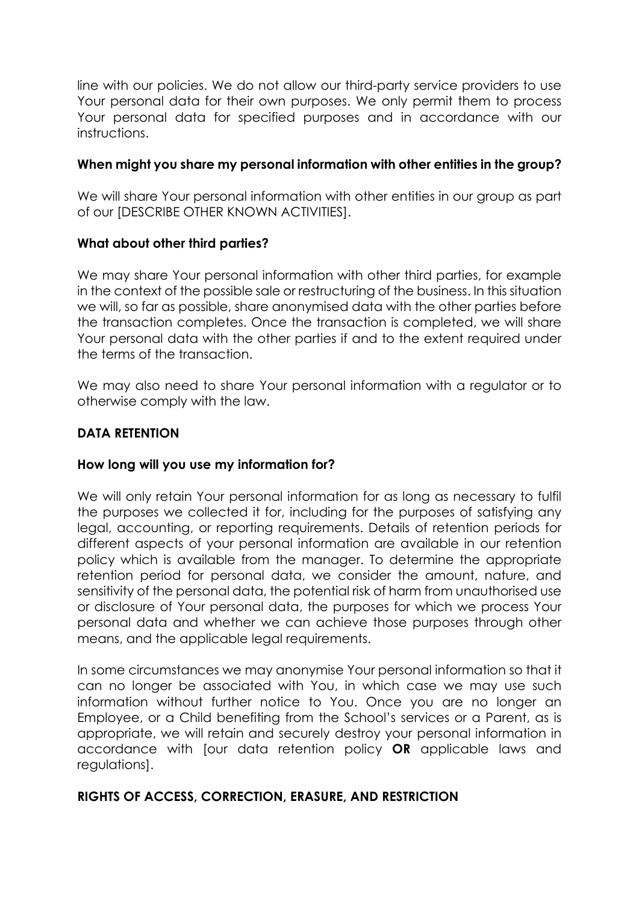line with our policies. We do not allow our third-party service providers to use Your personal data for their own purposes. We only permit them to process Your personal data for specified purposes and in accordance with our instructions.

**When might you share my personal information with other entities in the group?**

We will share Your personal information with other entities in our group as part of our [DESCRIBE OTHER KNOWN ACTIVITIES].

**What about other third parties?**

We may share Your personal information with other third parties, for example in the context of the possible sale or restructuring of the business. In this situation we will, so far as possible, share anonymised data with the other parties before the transaction completes. Once the transaction is completed, we will share Your personal data with the other parties if and to the extent required under the terms of the transaction.

We may also need to share Your personal information with a regulator or to otherwise comply with the law.

**DATA RETENTION**

**How long will you use my information for?**

We will only retain Your personal information for as long as necessary to fulfil the purposes we collected it for, including for the purposes of satisfying any legal, accounting, or reporting requirements. Details of retention periods for different aspects of your personal information are available in our retention policy which is available from the manager. To determine the appropriate retention period for personal data, we consider the amount, nature, and sensitivity of the personal data, the potential risk of harm from unauthorised use or disclosure of Your personal data, the purposes for which we process Your personal data and whether we can achieve those purposes through other means, and the applicable legal requirements.

In some circumstances we may anonymise Your personal information so that it can no longer be associated with You, in which case we may use such information without further notice to You. Once you are no longer an Employee, or a Child benefiting from the School's services or a Parent, as is appropriate, we will retain and securely destroy your personal information in accordance with [our data retention policy **OR** applicable laws and regulations].

**RIGHTS OF ACCESS, CORRECTION, ERASURE, AND RESTRICTION**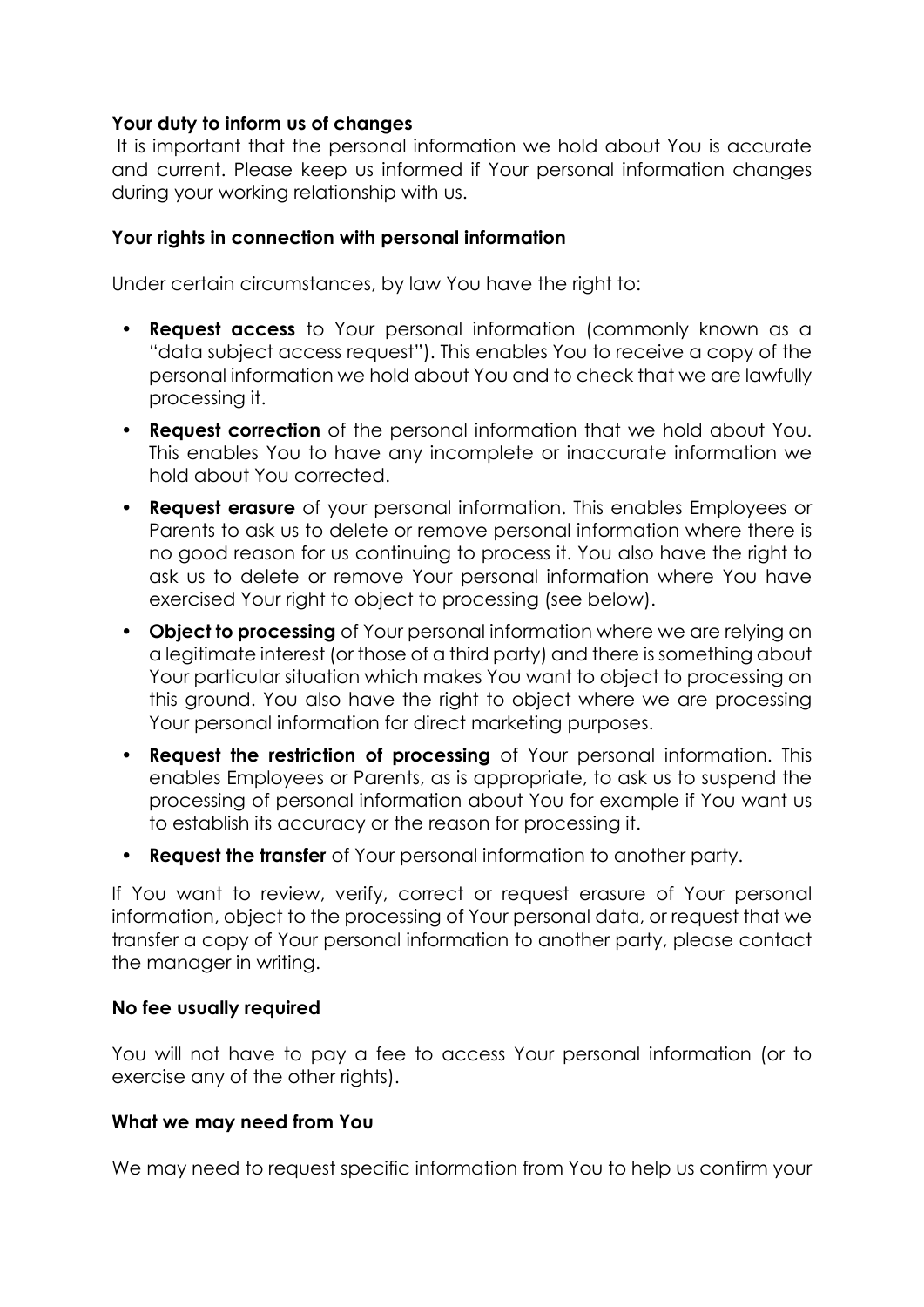**Your duty to inform us of changes**

It is important that the personal information we hold about You is accurate and current. Please keep us informed if Your personal information changes during your working relationship with us.

**Your rights in connection with personal information**

Under certain circumstances, by law You have the right to:

- **Request access** to Your personal information (commonly known as a "data subject access request"). This enables You to receive a copy of the personal information we hold about You and to check that we are lawfully processing it.
- **Request correction** of the personal information that we hold about You. This enables You to have any incomplete or inaccurate information we hold about You corrected.
- **Request erasure** of your personal information. This enables Employees or Parents to ask us to delete or remove personal information where there is no good reason for us continuing to process it. You also have the right to ask us to delete or remove Your personal information where You have exercised Your right to object to processing (see below).
- **Object to processing** of Your personal information where we are relying on a legitimate interest (or those of a third party) and there is something about Your particular situation which makes You want to object to processing on this ground. You also have the right to object where we are processing Your personal information for direct marketing purposes.
- **Request the restriction of processing** of Your personal information. This enables Employees or Parents, as is appropriate, to ask us to suspend the processing of personal information about You for example if You want us to establish its accuracy or the reason for processing it.
- **Request the transfer** of Your personal information to another party.

If You want to review, verify, correct or request erasure of Your personal information, object to the processing of Your personal data, or request that we transfer a copy of Your personal information to another party, please contact the manager in writing.

**No fee usually required**

You will not have to pay a fee to access Your personal information (or to exercise any of the other rights).

**What we may need from You**

We may need to request specific information from You to help us confirm your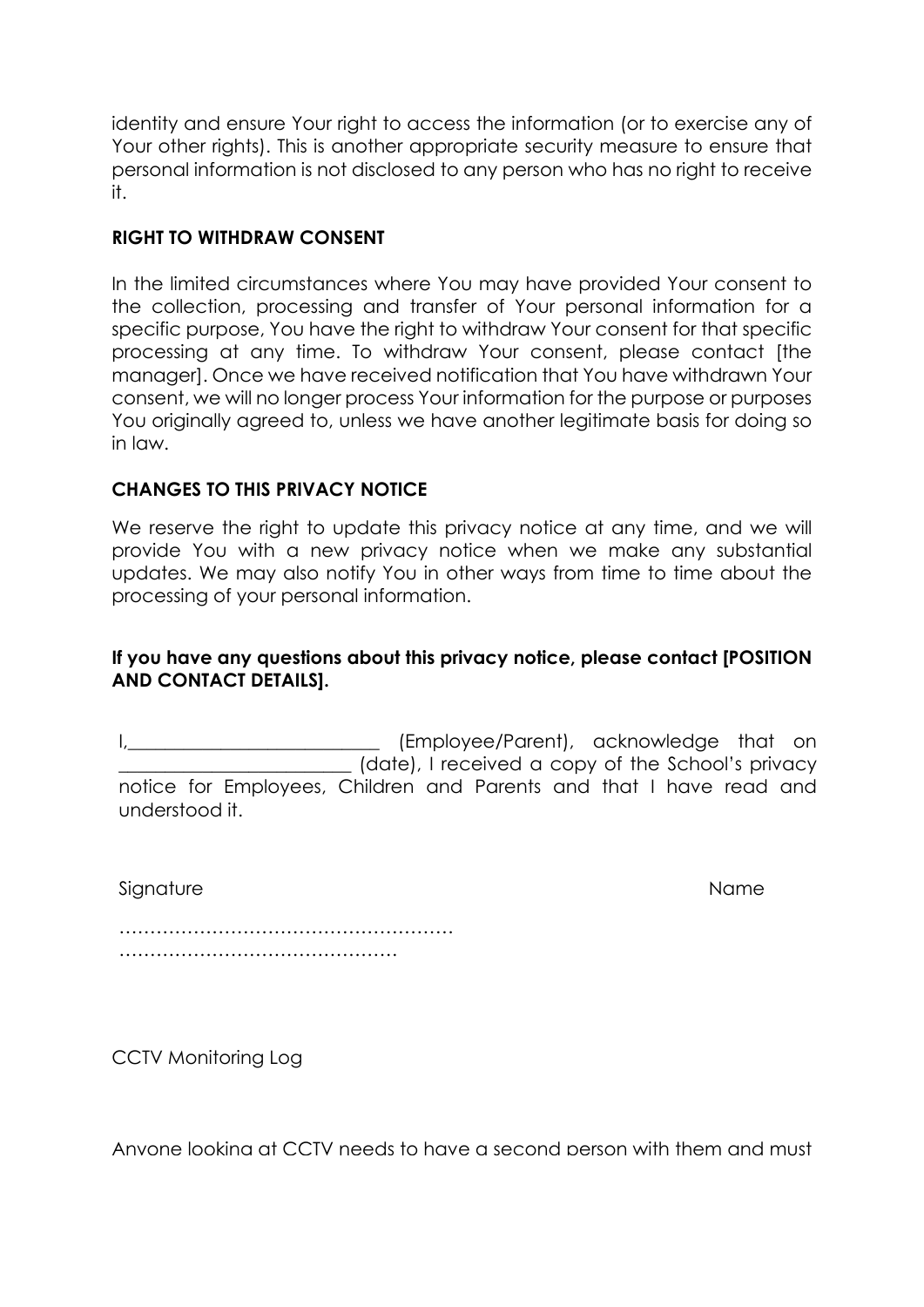identity and ensure Your right to access the information (or to exercise any of Your other rights). This is another appropriate security measure to ensure that personal information is not disclosed to any person who has no right to receive it.

**RIGHT TO WITHDRAW CONSENT**

In the limited circumstances where You may have provided Your consent to the collection, processing and transfer of Your personal information for a specific purpose, You have the right to withdraw Your consent for that specific processing at any time. To withdraw Your consent, please contact [the manager]. Once we have received notification that You have withdrawn Your consent, we will no longer process Your information for the purpose or purposes You originally agreed to, unless we have another legitimate basis for doing so in law.

**CHANGES TO THIS PRIVACY NOTICE**

We reserve the right to update this privacy notice at any time, and we will provide You with a new privacy notice when we make any substantial updates. We may also notify You in other ways from time to time about the processing of your personal information.

**If you have any questions about this privacy notice, please contact [POSITION AND CONTACT DETAILS].**

I,___________________________ (Employee/Parent), acknowledge that on _________________________ (date), I received a copy of the School's privacy notice for Employees, Children and Parents and that I have read and understood it.

Signature                                                                                   Name

………………………………………………
……………………………………….

CCTV Monitoring Log

Anyone looking at CCTV needs to have a second person with them and must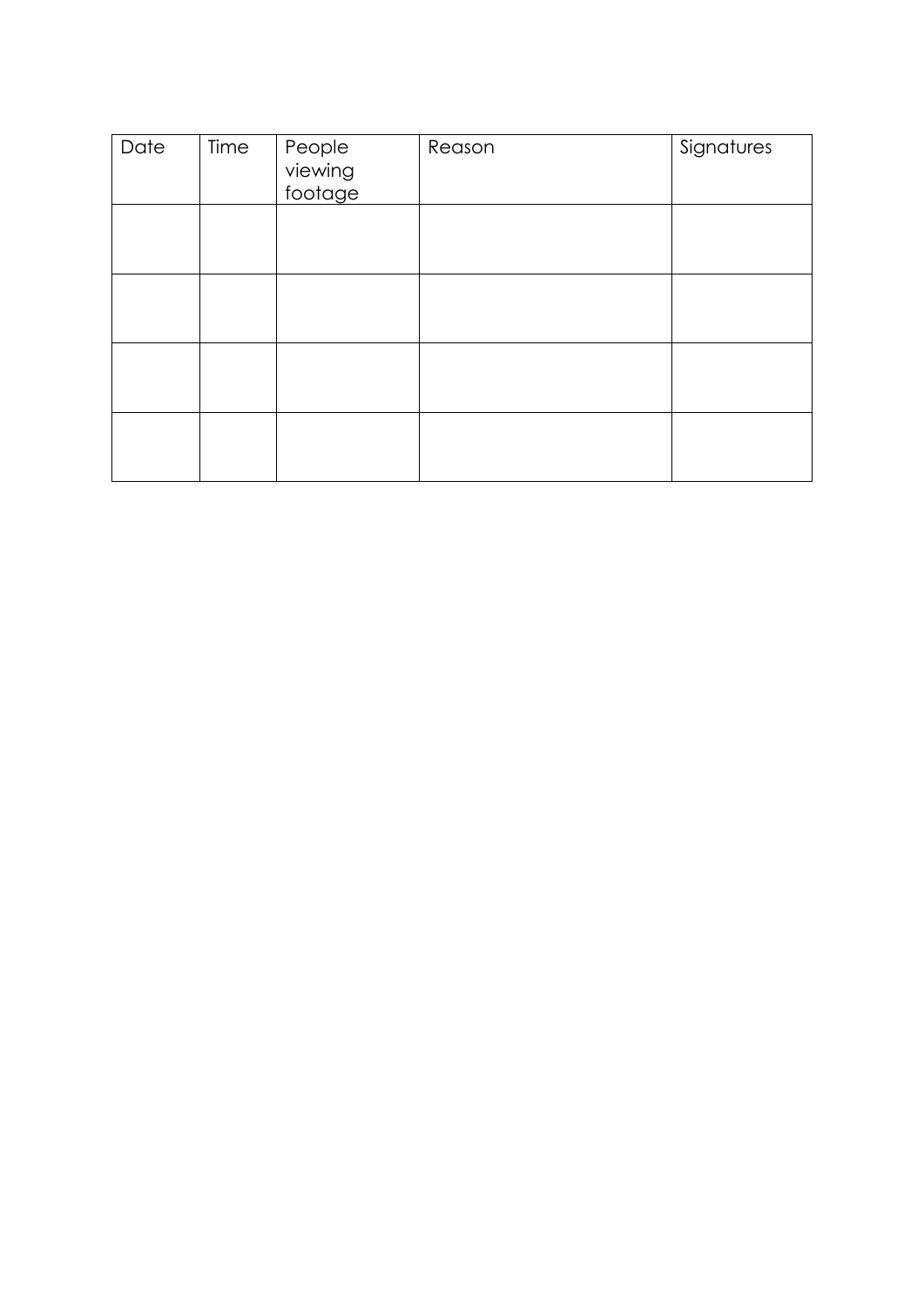| Date | Time | People viewing footage | Reason | Signatures |
|---|---|---|---|---|
| | | | | |
| | | | | |
| | | | | |
| | | | | |